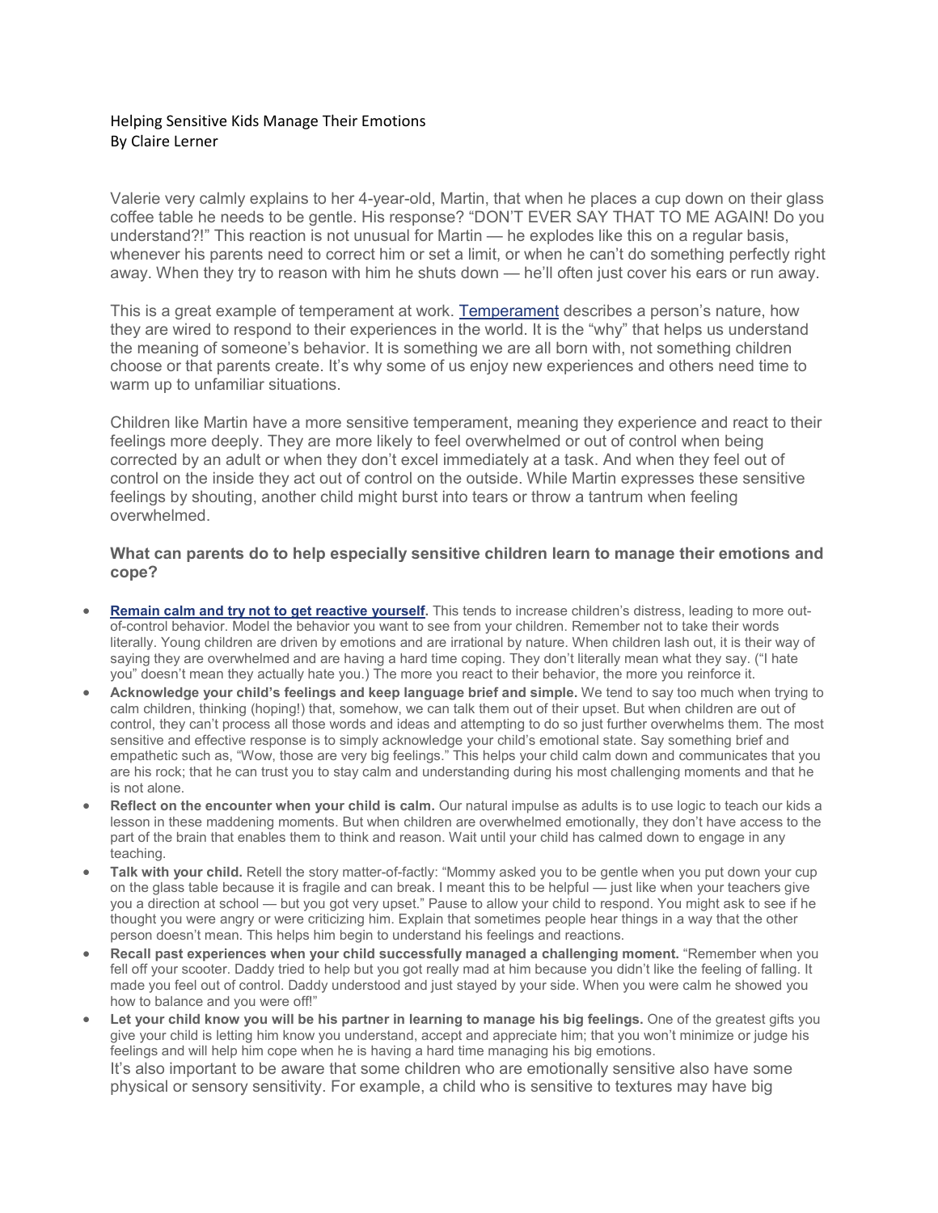# Helping Sensitive Kids Manage Their Emotions

By Claire Lerner

Valerie very calmly explains to her 4-year-old, Martin, that when he places a cup down on their glass coffee table he needs to be gentle. His response? "DON'T EVER SAY THAT TO ME AGAIN! Do you understand?!" This reaction is not unusual for Martin — he explodes like this on a regular basis, whenever his parents need to correct him or set a limit, or when he can't do something perfectly right away. When they try to reason with him he shuts down — he'll often just cover his ears or run away.

This is a great example of temperament at work. Temperament describes a person's nature, how they are wired to respond to their experiences in the world. It is the "why" that helps us understand the meaning of someone's behavior. It is something we are all born with, not something children choose or that parents create. It's why some of us enjoy new experiences and others need time to warm up to unfamiliar situations.

Children like Martin have a more sensitive temperament, meaning they experience and react to their feelings more deeply. They are more likely to feel overwhelmed or out of control when being corrected by an adult or when they don't excel immediately at a task. And when they feel out of control on the inside they act out of control on the outside. While Martin expresses these sensitive feelings by shouting, another child might burst into tears or throw a tantrum when feeling overwhelmed.

### What can parents do to help especially sensitive children learn to manage their emotions and cope?

- **Remain calm and try not to get reactive yourself.** This tends to increase children's distress, leading to more out-of-control behavior. Model the behavior you want to see from your children. Remember not to take their words literally. Young children are driven by emotions and are irrational by nature. When children lash out, it is their way of saying they are overwhelmed and are having a hard time coping. They don't literally mean what they say. ("I hate you" doesn't mean they actually hate you.) The more you react to their behavior, the more you reinforce it.
- **Acknowledge your child's feelings and keep language brief and simple.** We tend to say too much when trying to calm children, thinking (hoping!) that, somehow, we can talk them out of their upset. But when children are out of control, they can't process all those words and ideas and attempting to do so just further overwhelms them. The most sensitive and effective response is to simply acknowledge your child's emotional state. Say something brief and empathetic such as, "Wow, those are very big feelings." This helps your child calm down and communicates that you are his rock; that he can trust you to stay calm and understanding during his most challenging moments and that he is not alone.
- **Reflect on the encounter when your child is calm.** Our natural impulse as adults is to use logic to teach our kids a lesson in these maddening moments. But when children are overwhelmed emotionally, they don't have access to the part of the brain that enables them to think and reason. Wait until your child has calmed down to engage in any teaching.
- **Talk with your child.** Retell the story matter-of-factly: "Mommy asked you to be gentle when you put down your cup on the glass table because it is fragile and can break. I meant this to be helpful — just like when your teachers give you a direction at school — but you got very upset." Pause to allow your child to respond. You might ask to see if he thought you were angry or were criticizing him. Explain that sometimes people hear things in a way that the other person doesn't mean. This helps him begin to understand his feelings and reactions.
- **Recall past experiences when your child successfully managed a challenging moment.** "Remember when you fell off your scooter. Daddy tried to help but you got really mad at him because you didn't like the feeling of falling. It made you feel out of control. Daddy understood and just stayed by your side. When you were calm he showed you how to balance and you were off!"
- **Let your child know you will be his partner in learning to manage his big feelings.** One of the greatest gifts you give your child is letting him know you understand, accept and appreciate him; that you won't minimize or judge his feelings and will help him cope when he is having a hard time managing his big emotions.

It's also important to be aware that some children who are emotionally sensitive also have some physical or sensory sensitivity. For example, a child who is sensitive to textures may have big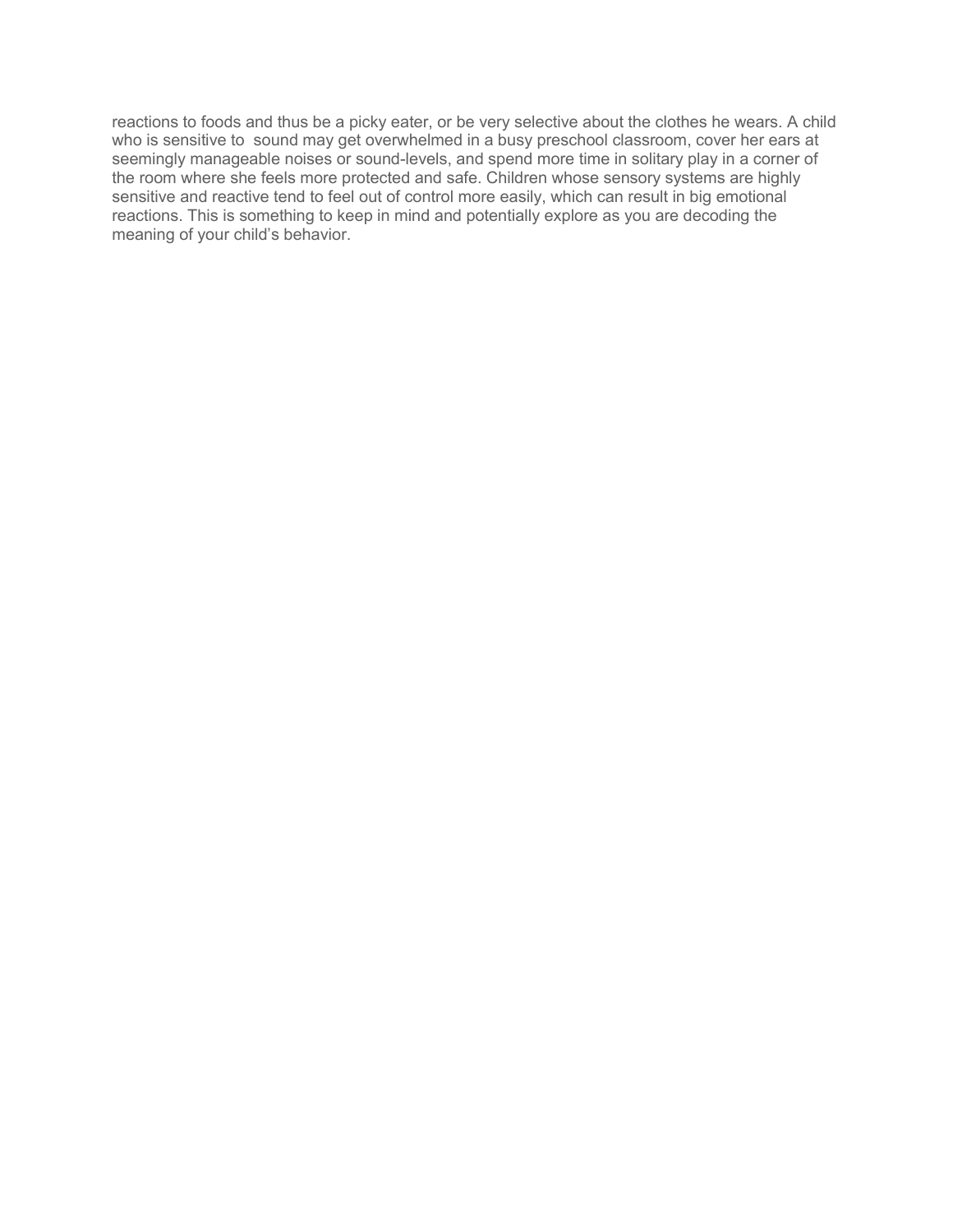reactions to foods and thus be a picky eater, or be very selective about the clothes he wears. A child who is sensitive to sound may get overwhelmed in a busy preschool classroom, cover her ears at seemingly manageable noises or sound-levels, and spend more time in solitary play in a corner of the room where she feels more protected and safe. Children whose sensory systems are highly sensitive and reactive tend to feel out of control more easily, which can result in big emotional reactions. This is something to keep in mind and potentially explore as you are decoding the meaning of your child's behavior.